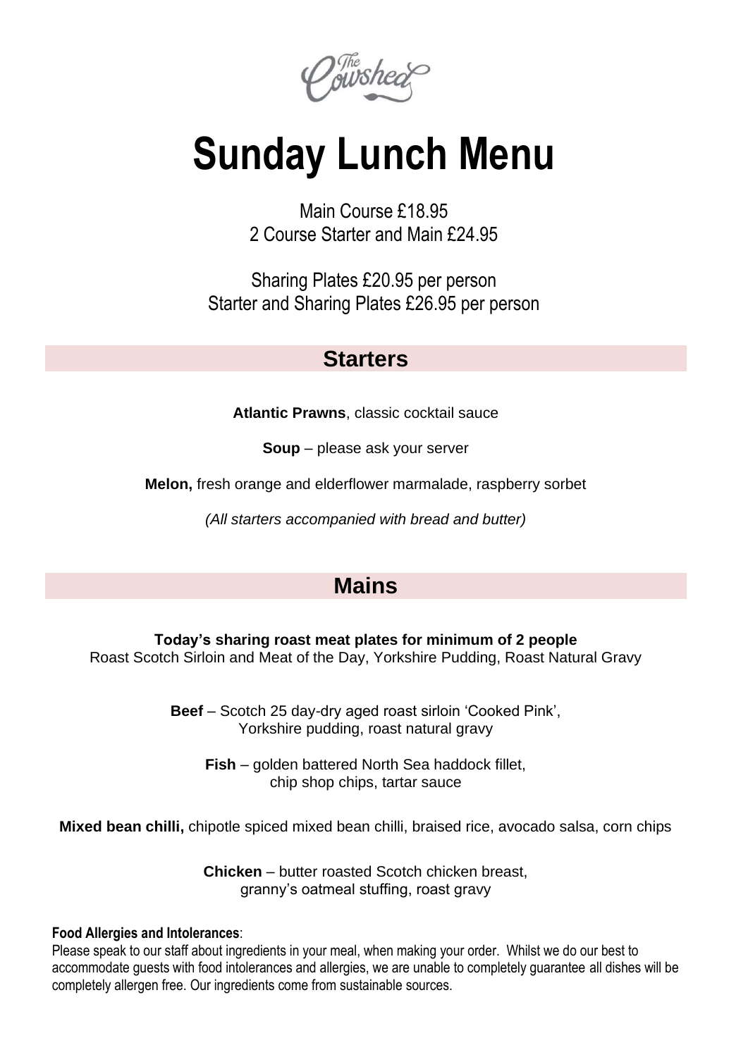The Cowshed

# Sunday Lunch Menu

Main Course £18.95
2 Course Starter and Main £24.95

Sharing Plates £20.95 per person
Starter and Sharing Plates £26.95 per person

## Starters

**Atlantic Prawns**, classic cocktail sauce

**Soup** – please ask your server

**Melon,** fresh orange and elderflower marmalade, raspberry sorbet

*(All starters accompanied with bread and butter)*

## Mains

**Today's sharing roast meat plates for minimum of 2 people**
Roast Scotch Sirloin and Meat of the Day, Yorkshire Pudding, Roast Natural Gravy

**Beef** – Scotch 25 day-dry aged roast sirloin 'Cooked Pink',
Yorkshire pudding, roast natural gravy

**Fish** – golden battered North Sea haddock fillet,
chip shop chips, tartar sauce

**Mixed bean chilli,** chipotle spiced mixed bean chilli, braised rice, avocado salsa, corn chips

**Chicken** – butter roasted Scotch chicken breast,
granny's oatmeal stuffing, roast gravy

**Food Allergies and Intolerances**:
Please speak to our staff about ingredients in your meal, when making your order. Whilst we do our best to accommodate guests with food intolerances and allergies, we are unable to completely guarantee all dishes will be completely allergen free. Our ingredients come from sustainable sources.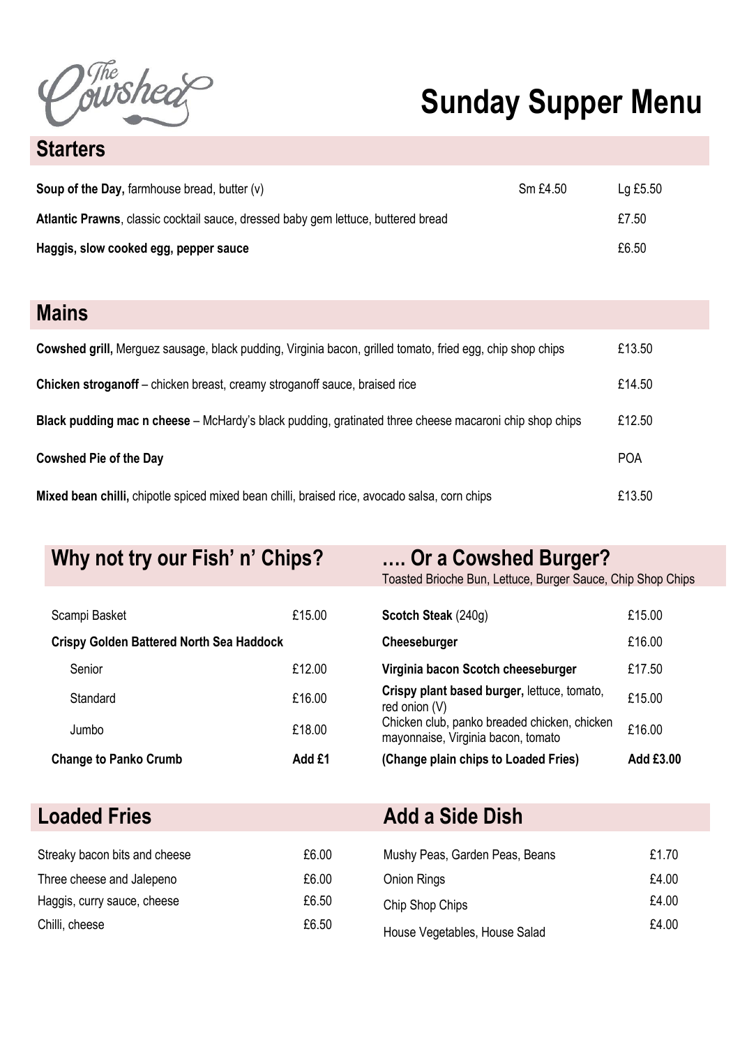The Cowshed

# Sunday Supper Menu

## Starters

| | | |
|---|---|---|
| **Soup of the Day,** farmhouse bread, butter (v) | Sm £4.50 | Lg £5.50 |
| **Atlantic Prawns**, classic cocktail sauce, dressed baby gem lettuce, buttered bread | | £7.50 |
| **Haggis, slow cooked egg, pepper sauce** | | £6.50 |

## Mains

| | |
|---|---|
| **Cowshed grill,** Merguez sausage, black pudding, Virginia bacon, grilled tomato, fried egg, chip shop chips | £13.50 |
| **Chicken stroganoff** – chicken breast, creamy stroganoff sauce, braised rice | £14.50 |
| **Black pudding mac n cheese** – McHardy's black pudding, gratinated three cheese macaroni chip shop chips | £12.50 |
| **Cowshed Pie of the Day** | POA |
| **Mixed bean chilli,** chipotle spiced mixed bean chilli, braised rice, avocado salsa, corn chips | £13.50 |

## Why not try our Fish' n' Chips?

| | |
|---|---|
| Scampi Basket | £15.00 |
| **Crispy Golden Battered North Sea Haddock** | |
| Senior | £12.00 |
| Standard | £16.00 |
| Jumbo | £18.00 |
| **Change to Panko Crumb** | **Add £1** |

## …. Or a Cowshed Burger?

Toasted Brioche Bun, Lettuce, Burger Sauce, Chip Shop Chips

| | |
|---|---|
| **Scotch Steak** (240g) | £15.00 |
| **Cheeseburger** | £16.00 |
| **Virginia bacon Scotch cheeseburger** | £17.50 |
| **Crispy plant based burger,** lettuce, tomato, red onion (V) | £15.00 |
| Chicken club, panko breaded chicken, chicken mayonnaise, Virginia bacon, tomato | £16.00 |
| **(Change plain chips to Loaded Fries)** | **Add £3.00** |

## Loaded Fries

| | |
|---|---|
| Streaky bacon bits and cheese | £6.00 |
| Three cheese and Jalepeno | £6.00 |
| Haggis, curry sauce, cheese | £6.50 |
| Chilli, cheese | £6.50 |

## Add a Side Dish

| | |
|---|---|
| Mushy Peas, Garden Peas, Beans | £1.70 |
| Onion Rings | £4.00 |
| Chip Shop Chips | £4.00 |
| House Vegetables, House Salad | £4.00 |